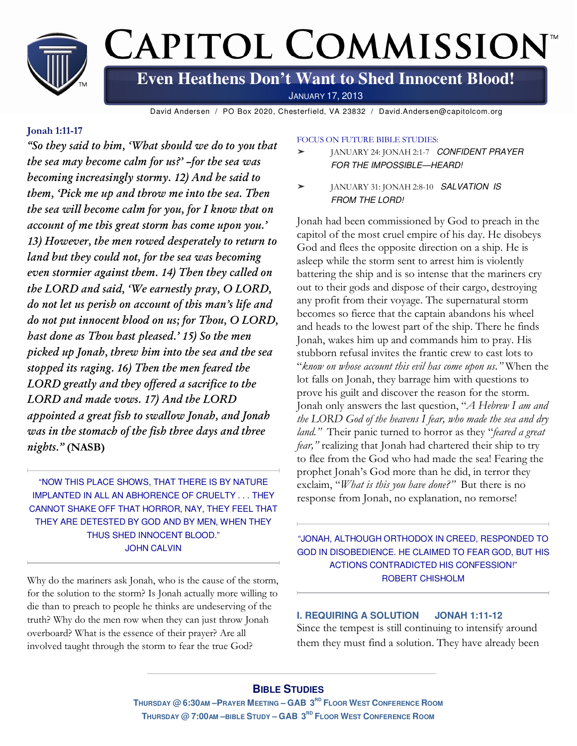# Capitol Commission

## Even Heathens Don't Want to Shed Innocent Blood!

January 17, 2013

David Andersen / PO Box 2020, Chesterfield, VA 23832 / David.Andersen@capitolcom.org

**Jonah 1:11-17**

***"So they said to him, 'What should we do to you that the sea may become calm for us?' –for the sea was becoming increasingly stormy. 12) And he said to them, 'Pick me up and throw me into the sea. Then the sea will become calm for you, for I know that on account of me this great storm has come upon you.' 13) However, the men rowed desperately to return to land but they could not, for the sea was becoming even stormier against them. 14) Then they called on the LORD and said, 'We earnestly pray, O LORD, do not let us perish on account of this man's life and do not put innocent blood on us; for Thou, O LORD, hast done as Thou hast pleased.' 15) So the men picked up Jonah, threw him into the sea and the sea stopped its raging. 16) Then the men feared the LORD greatly and they offered a sacrifice to the LORD and made vows. 17) And the LORD appointed a great fish to swallow Jonah, and Jonah was in the stomach of the fish three days and three nights."* (NASB)**

---

"NOW THIS PLACE SHOWS, THAT THERE IS BY NATURE IMPLANTED IN ALL AN ABHORENCE OF CRUELTY . . . THEY CANNOT SHAKE OFF THAT HORROR, NAY, THEY FEEL THAT THEY ARE DETESTED BY GOD AND BY MEN, WHEN THEY THUS SHED INNOCENT BLOOD."
JOHN CALVIN

---

Why do the mariners ask Jonah, who is the cause of the storm, for the solution to the storm? Is Jonah actually more willing to die than to preach to people he thinks are undeserving of the truth? Why do the men row when they can just throw Jonah overboard? What is the essence of their prayer? Are all involved taught through the storm to fear the true God?

FOCUS ON FUTURE BIBLE STUDIES:

- JANUARY 24: JONAH 2:1-7 *CONFIDENT PRAYER FOR THE IMPOSSIBLE—HEARD!*
- JANUARY 31: JONAH 2:8-10 *SALVATION IS FROM THE LORD!*

Jonah had been commissioned by God to preach in the capitol of the most cruel empire of his day. He disobeys God and flees the opposite direction on a ship. He is asleep while the storm sent to arrest him is violently battering the ship and is so intense that the mariners cry out to their gods and dispose of their cargo, destroying any profit from their voyage. The supernatural storm becomes so fierce that the captain abandons his wheel and heads to the lowest part of the ship. There he finds Jonah, wakes him up and commands him to pray. His stubborn refusal invites the frantic crew to cast lots to "*know on whose account this evil has come upon us.*" When the lot falls on Jonah, they barrage him with questions to prove his guilt and discover the reason for the storm. Jonah only answers the last question, "*A Hebrew I am and the LORD God of the heavens I fear, who made the sea and dry land.*" Their panic turned to horror as they "*feared a great fear,*" realizing that Jonah had chartered their ship to try to flee from the God who had made the sea! Fearing the prophet Jonah's God more than he did, in terror they exclaim, "*What is this you have done?*" But there is no response from Jonah, no explanation, no remorse!

---

"JONAH, ALTHOUGH ORTHODOX IN CREED, RESPONDED TO GOD IN DISOBEDIENCE. HE CLAIMED TO FEAR GOD, BUT HIS ACTIONS CONTRADICTED HIS CONFESSION!"
ROBERT CHISHOLM

---

### I. REQUIRING A SOLUTION JONAH 1:11-12

Since the tempest is still continuing to intensify around them they must find a solution. They have already been

---

**Bible Studies**

Thursday @ 6:30am –Prayer Meeting – GAB 3rd Floor West Conference Room

Thursday @ 7:00am –Bible Study – GAB 3rd Floor West Conference Room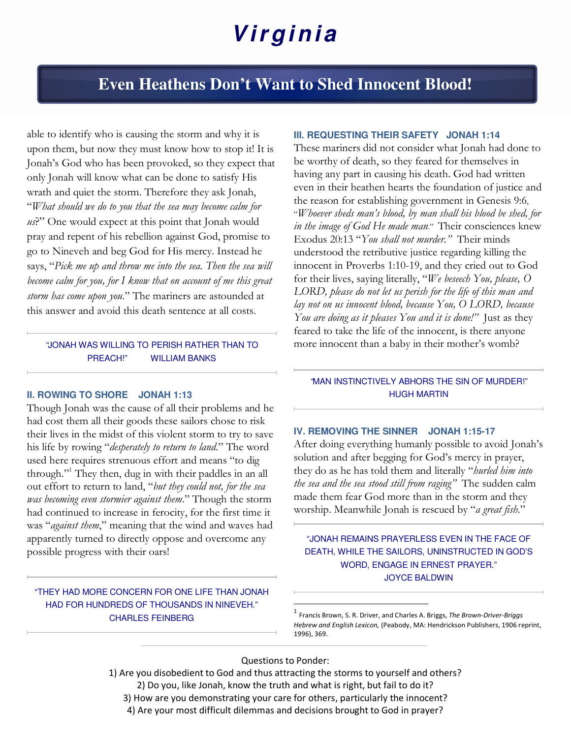# Virginia

## Even Heathens Don't Want to Shed Innocent Blood!

able to identify who is causing the storm and why it is upon them, but now they must know how to stop it! It is Jonah's God who has been provoked, so they expect that only Jonah will know what can be done to satisfy His wrath and quiet the storm. Therefore they ask Jonah, "*What should we do to you that the sea may become calm for us*?" One would expect at this point that Jonah would pray and repent of his rebellion against God, promise to go to Nineveh and beg God for His mercy. Instead he says, "*Pick me up and throw me into the sea. Then the sea will become calm for you, for I know that on account of me this great storm has come upon you*." The mariners are astounded at this answer and avoid this death sentence at all costs.

> "JONAH WAS WILLING TO PERISH RATHER THAN TO PREACH!" WILLIAM BANKS

### II. ROWING TO SHORE JONAH 1:13

Though Jonah was the cause of all their problems and he had cost them all their goods these sailors chose to risk their lives in the midst of this violent storm to try to save his life by rowing "*desperately to return to land*." The word used here requires strenuous effort and means "to dig through."[1] They then, dug in with their paddles in an all out effort to return to land, "*but they could not, for the sea was becoming even stormier against them*." Though the storm had continued to increase in ferocity, for the first time it was "*against them*," meaning that the wind and waves had apparently turned to directly oppose and overcome any possible progress with their oars!

> "THEY HAD MORE CONCERN FOR ONE LIFE THAN JONAH HAD FOR HUNDREDS OF THOUSANDS IN NINEVEH." CHARLES FEINBERG

### III. REQUESTING THEIR SAFETY JONAH 1:14

These mariners did not consider what Jonah had done to be worthy of death, so they feared for themselves in having any part in causing his death. God had written even in their heathen hearts the foundation of justice and the reason for establishing government in Genesis 9:6, "*Whoever sheds man's blood, by man shall his blood be shed, for in the image of God He made man*." Their consciences knew Exodus 20:13 "*You shall not murder.*" Their minds understood the retributive justice regarding killing the innocent in Proverbs 1:10-19, and they cried out to God for their lives, saying literally, "*We beseech You, please, O LORD, please do not let us perish for the life of this man and lay not on us innocent blood, because You, O LORD, because You are doing as it pleases You and it is done!*" Just as they feared to take the life of the innocent, is there anyone more innocent than a baby in their mother's womb?

> "MAN INSTINCTIVELY ABHORS THE SIN OF MURDER!" HUGH MARTIN

### IV. REMOVING THE SINNER JONAH 1:15-17

After doing everything humanly possible to avoid Jonah's solution and after begging for God's mercy in prayer, they do as he has told them and literally "*hurled him into the sea and the sea stood still from raging*" The sudden calm made them fear God more than in the storm and they worship. Meanwhile Jonah is rescued by "*a great fish*."

> "JONAH REMAINS PRAYERLESS EVEN IN THE FACE OF DEATH, WHILE THE SAILORS, UNINSTRUCTED IN GOD'S WORD, ENGAGE IN EARNEST PRAYER." JOYCE BALDWIN

[1] Francis Brown, S. R. Driver, and Charles A. Briggs, *The Brown-Driver-Briggs Hebrew and English Lexicon,* (Peabody, MA: Hendrickson Publishers, 1906 reprint, 1996), 369.

Questions to Ponder:

1) Are you disobedient to God and thus attracting the storms to yourself and others?
2) Do you, like Jonah, know the truth and what is right, but fail to do it?
3) How are you demonstrating your care for others, particularly the innocent?
4) Are your most difficult dilemmas and decisions brought to God in prayer?